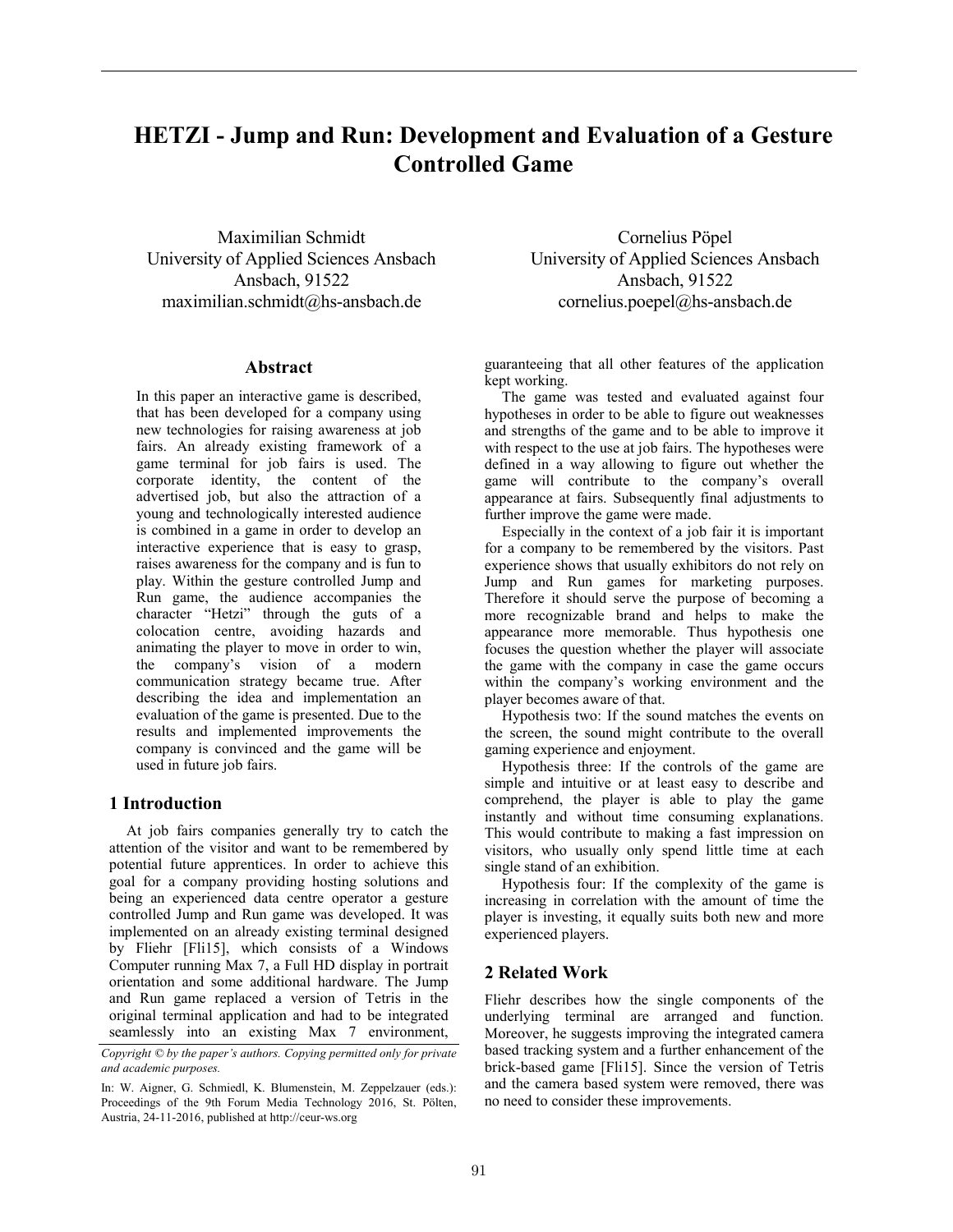# HETZI - Jump and Run: Development and Evaluation of a Gesture Controlled Game

Maximilian Schmidt
University of Applied Sciences Ansbach
Ansbach, 91522
maximilian.schmidt@hs-ansbach.de

Cornelius Pöpel
University of Applied Sciences Ansbach
Ansbach, 91522
cornelius.poepel@hs-ansbach.de

## Abstract

In this paper an interactive game is described, that has been developed for a company using new technologies for raising awareness at job fairs. An already existing framework of a game terminal for job fairs is used. The corporate identity, the content of the advertised job, but also the attraction of a young and technologically interested audience is combined in a game in order to develop an interactive experience that is easy to grasp, raises awareness for the company and is fun to play. Within the gesture controlled Jump and Run game, the audience accompanies the character "Hetzi" through the guts of a colocation centre, avoiding hazards and animating the player to move in order to win, the company's vision of a modern communication strategy became true. After describing the idea and implementation an evaluation of the game is presented. Due to the results and implemented improvements the company is convinced and the game will be used in future job fairs.

## 1 Introduction

At job fairs companies generally try to catch the attention of the visitor and want to be remembered by potential future apprentices. In order to achieve this goal for a company providing hosting solutions and being an experienced data centre operator a gesture controlled Jump and Run game was developed. It was implemented on an already existing terminal designed by Fliehr [Fli15], which consists of a Windows Computer running Max 7, a Full HD display in portrait orientation and some additional hardware. The Jump and Run game replaced a version of Tetris in the original terminal application and had to be integrated seamlessly into an existing Max 7 environment, guaranteeing that all other features of the application kept working.

The game was tested and evaluated against four hypotheses in order to be able to figure out weaknesses and strengths of the game and to be able to improve it with respect to the use at job fairs. The hypotheses were defined in a way allowing to figure out whether the game will contribute to the company's overall appearance at fairs. Subsequently final adjustments to further improve the game were made.

Especially in the context of a job fair it is important for a company to be remembered by the visitors. Past experience shows that usually exhibitors do not rely on Jump and Run games for marketing purposes. Therefore it should serve the purpose of becoming a more recognizable brand and helps to make the appearance more memorable. Thus hypothesis one focuses the question whether the player will associate the game with the company in case the game occurs within the company's working environment and the player becomes aware of that.

Hypothesis two: If the sound matches the events on the screen, the sound might contribute to the overall gaming experience and enjoyment.

Hypothesis three: If the controls of the game are simple and intuitive or at least easy to describe and comprehend, the player is able to play the game instantly and without time consuming explanations. This would contribute to making a fast impression on visitors, who usually only spend little time at each single stand of an exhibition.

Hypothesis four: If the complexity of the game is increasing in correlation with the amount of time the player is investing, it equally suits both new and more experienced players.

## 2 Related Work

Fliehr describes how the single components of the underlying terminal are arranged and function. Moreover, he suggests improving the integrated camera based tracking system and a further enhancement of the brick-based game [Fli15]. Since the version of Tetris and the camera based system were removed, there was no need to consider these improvements.

*Copyright © by the paper's authors. Copying permitted only for private and academic purposes.*

In: W. Aigner, G. Schmiedl, K. Blumenstein, M. Zeppelzauer (eds.): Proceedings of the 9th Forum Media Technology 2016, St. Pölten, Austria, 24-11-2016, published at http://ceur-ws.org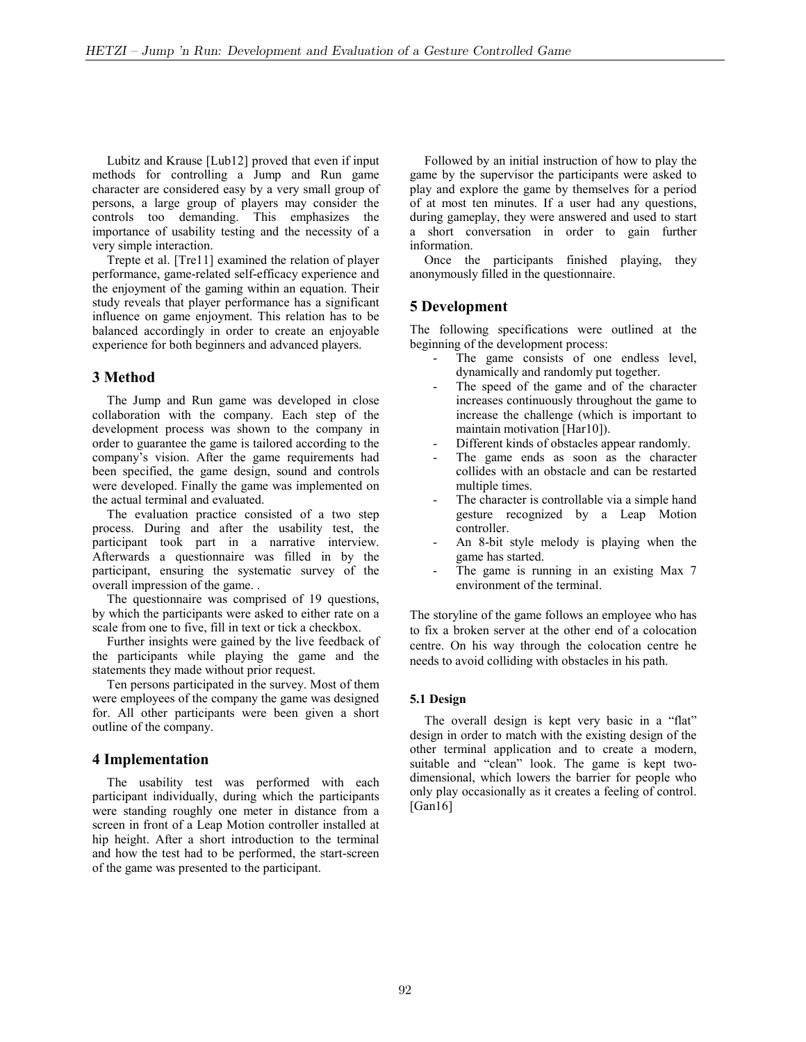Lubitz and Krause [Lub12] proved that even if input methods for controlling a Jump and Run game character are considered easy by a very small group of persons, a large group of players may consider the controls too demanding. This emphasizes the importance of usability testing and the necessity of a very simple interaction.

Trepte et al. [Tre11] examined the relation of player performance, game-related self-efficacy experience and the enjoyment of the gaming within an equation. Their study reveals that player performance has a significant influence on game enjoyment. This relation has to be balanced accordingly in order to create an enjoyable experience for both beginners and advanced players.

## 3 Method

The Jump and Run game was developed in close collaboration with the company. Each step of the development process was shown to the company in order to guarantee the game is tailored according to the company's vision. After the game requirements had been specified, the game design, sound and controls were developed. Finally the game was implemented on the actual terminal and evaluated.

The evaluation practice consisted of a two step process. During and after the usability test, the participant took part in a narrative interview. Afterwards a questionnaire was filled in by the participant, ensuring the systematic survey of the overall impression of the game. .

The questionnaire was comprised of 19 questions, by which the participants were asked to either rate on a scale from one to five, fill in text or tick a checkbox.

Further insights were gained by the live feedback of the participants while playing the game and the statements they made without prior request.

Ten persons participated in the survey. Most of them were employees of the company the game was designed for. All other participants were been given a short outline of the company.

## 4 Implementation

The usability test was performed with each participant individually, during which the participants were standing roughly one meter in distance from a screen in front of a Leap Motion controller installed at hip height. After a short introduction to the terminal and how the test had to be performed, the start-screen of the game was presented to the participant.

Followed by an initial instruction of how to play the game by the supervisor the participants were asked to play and explore the game by themselves for a period of at most ten minutes. If a user had any questions, during gameplay, they were answered and used to start a short conversation in order to gain further information.

Once the participants finished playing, they anonymously filled in the questionnaire.

## 5 Development

The following specifications were outlined at the beginning of the development process:

- The game consists of one endless level, dynamically and randomly put together.
- The speed of the game and of the character increases continuously throughout the game to increase the challenge (which is important to maintain motivation [Har10]).
- Different kinds of obstacles appear randomly.
- The game ends as soon as the character collides with an obstacle and can be restarted multiple times.
- The character is controllable via a simple hand gesture recognized by a Leap Motion controller.
- An 8-bit style melody is playing when the game has started.
- The game is running in an existing Max 7 environment of the terminal.

The storyline of the game follows an employee who has to fix a broken server at the other end of a colocation centre. On his way through the colocation centre he needs to avoid colliding with obstacles in his path.

### 5.1 Design

The overall design is kept very basic in a "flat" design in order to match with the existing design of the other terminal application and to create a modern, suitable and "clean" look. The game is kept two-dimensional, which lowers the barrier for people who only play occasionally as it creates a feeling of control. [Gan16]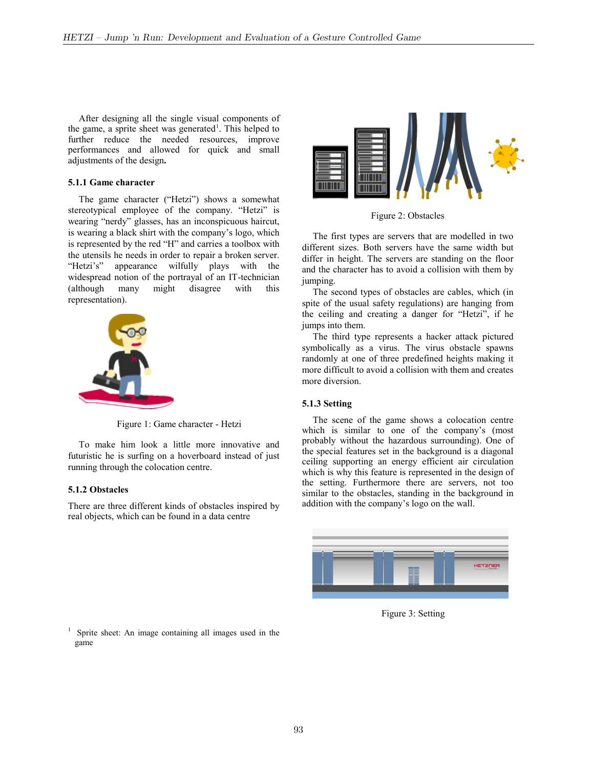After designing all the single visual components of the game, a sprite sheet was generated[1]. This helped to further reduce the needed resources, improve performances and allowed for quick and small adjustments of the design**.**

### 5.1.1 Game character

The game character ("Hetzi") shows a somewhat stereotypical employee of the company. "Hetzi" is wearing "nerdy" glasses, has an inconspicuous haircut, is wearing a black shirt with the company's logo, which is represented by the red "H" and carries a toolbox with the utensils he needs in order to repair a broken server. "Hetzi's" appearance wilfully plays with the widespread notion of the portrayal of an IT-technician (although many might disagree with this representation).

Figure 1: Game character - Hetzi

To make him look a little more innovative and futuristic he is surfing on a hoverboard instead of just running through the colocation centre.

### 5.1.2 Obstacles

There are three different kinds of obstacles inspired by real objects, which can be found in a data centre

Figure 2: Obstacles

The first types are servers that are modelled in two different sizes. Both servers have the same width but differ in height. The servers are standing on the floor and the character has to avoid a collision with them by jumping.

The second types of obstacles are cables, which (in spite of the usual safety regulations) are hanging from the ceiling and creating a danger for "Hetzi", if he jumps into them.

The third type represents a hacker attack pictured symbolically as a virus. The virus obstacle spawns randomly at one of three predefined heights making it more difficult to avoid a collision with them and creates more diversion.

### 5.1.3 Setting

The scene of the game shows a colocation centre which is similar to one of the company's (most probably without the hazardous surrounding). One of the special features set in the background is a diagonal ceiling supporting an energy efficient air circulation which is why this feature is represented in the design of the setting. Furthermore there are servers, not too similar to the obstacles, standing in the background in addition with the company's logo on the wall.

Figure 3: Setting

[1] Sprite sheet: An image containing all images used in the game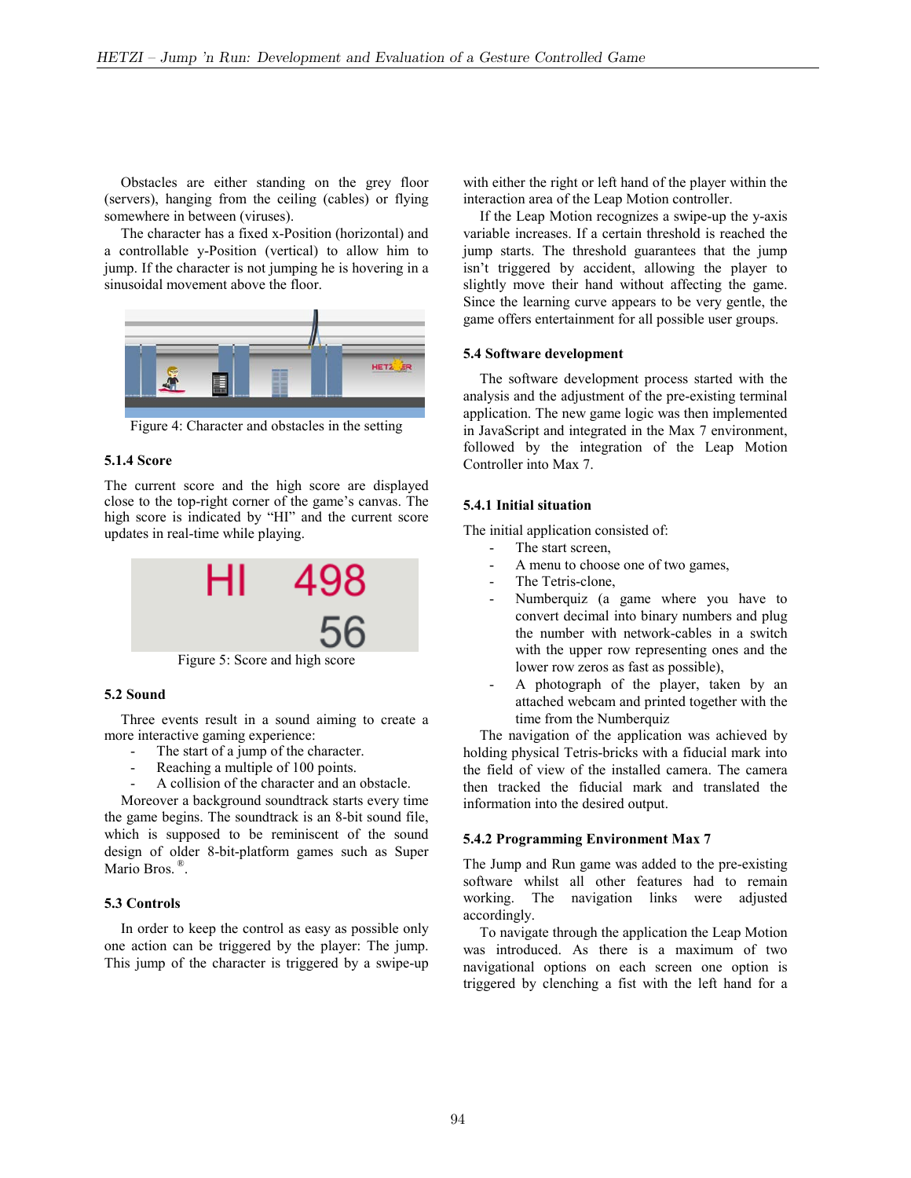Obstacles are either standing on the grey floor (servers), hanging from the ceiling (cables) or flying somewhere in between (viruses).

The character has a fixed x-Position (horizontal) and a controllable y-Position (vertical) to allow him to jump. If the character is not jumping he is hovering in a sinusoidal movement above the floor.

Figure 4: Character and obstacles in the setting

### 5.1.4 Score

The current score and the high score are displayed close to the top-right corner of the game's canvas. The high score is indicated by "HI" and the current score updates in real-time while playing.

Figure 5: Score and high score

## 5.2 Sound

Three events result in a sound aiming to create a more interactive gaming experience:

- The start of a jump of the character.
- Reaching a multiple of 100 points.
- A collision of the character and an obstacle.

Moreover a background soundtrack starts every time the game begins. The soundtrack is an 8-bit sound file, which is supposed to be reminiscent of the sound design of older 8-bit-platform games such as Super Mario Bros. ®.

## 5.3 Controls

In order to keep the control as easy as possible only one action can be triggered by the player: The jump. This jump of the character is triggered by a swipe-up with either the right or left hand of the player within the interaction area of the Leap Motion controller.

If the Leap Motion recognizes a swipe-up the y-axis variable increases. If a certain threshold is reached the jump starts. The threshold guarantees that the jump isn't triggered by accident, allowing the player to slightly move their hand without affecting the game. Since the learning curve appears to be very gentle, the game offers entertainment for all possible user groups.

## 5.4 Software development

The software development process started with the analysis and the adjustment of the pre-existing terminal application. The new game logic was then implemented in JavaScript and integrated in the Max 7 environment, followed by the integration of the Leap Motion Controller into Max 7.

### 5.4.1 Initial situation

The initial application consisted of:

- The start screen,
- A menu to choose one of two games,
- The Tetris-clone,
- Numberquiz (a game where you have to convert decimal into binary numbers and plug the number with network-cables in a switch with the upper row representing ones and the lower row zeros as fast as possible),
- A photograph of the player, taken by an attached webcam and printed together with the time from the Numberquiz

The navigation of the application was achieved by holding physical Tetris-bricks with a fiducial mark into the field of view of the installed camera. The camera then tracked the fiducial mark and translated the information into the desired output.

### 5.4.2 Programming Environment Max 7

The Jump and Run game was added to the pre-existing software whilst all other features had to remain working. The navigation links were adjusted accordingly.

To navigate through the application the Leap Motion was introduced. As there is a maximum of two navigational options on each screen one option is triggered by clenching a fist with the left hand for a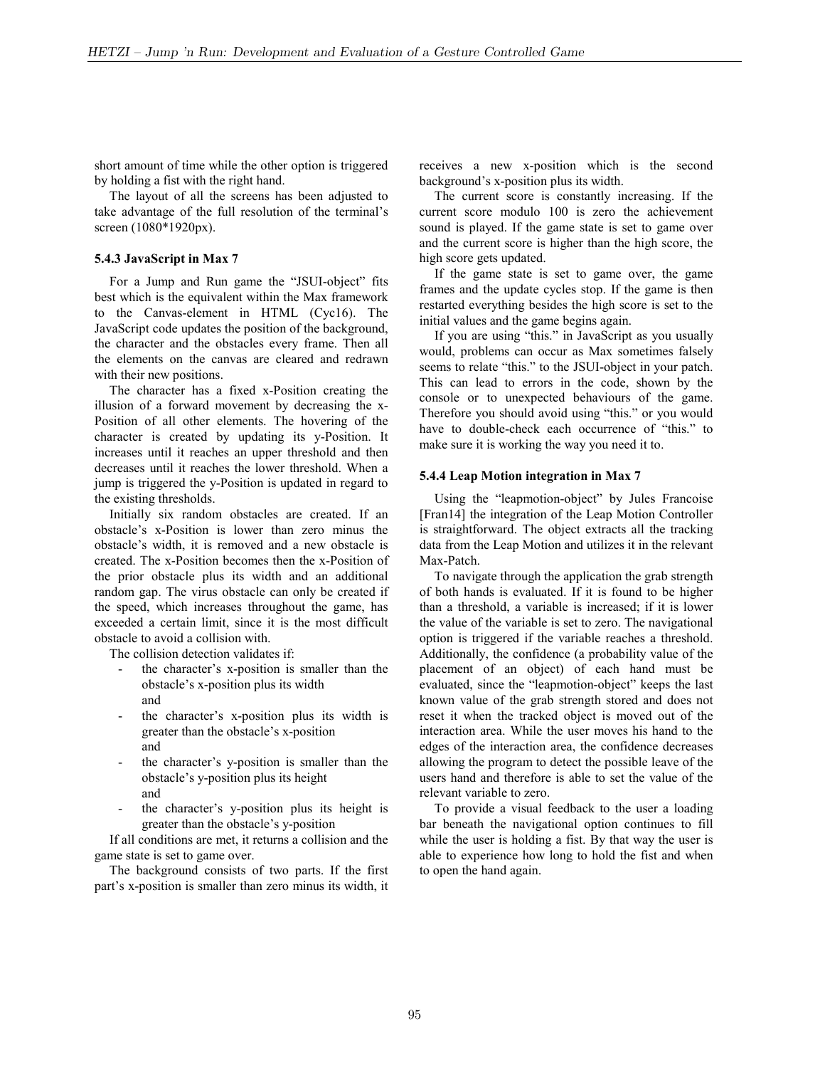short amount of time while the other option is triggered by holding a fist with the right hand.

The layout of all the screens has been adjusted to take advantage of the full resolution of the terminal's screen (1080*1920px).

### 5.4.3 JavaScript in Max 7

For a Jump and Run game the "JSUI-object" fits best which is the equivalent within the Max framework to the Canvas-element in HTML (Cyc16). The JavaScript code updates the position of the background, the character and the obstacles every frame. Then all the elements on the canvas are cleared and redrawn with their new positions.

The character has a fixed x-Position creating the illusion of a forward movement by decreasing the x-Position of all other elements. The hovering of the character is created by updating its y-Position. It increases until it reaches an upper threshold and then decreases until it reaches the lower threshold. When a jump is triggered the y-Position is updated in regard to the existing thresholds.

Initially six random obstacles are created. If an obstacle's x-Position is lower than zero minus the obstacle's width, it is removed and a new obstacle is created. The x-Position becomes then the x-Position of the prior obstacle plus its width and an additional random gap. The virus obstacle can only be created if the speed, which increases throughout the game, has exceeded a certain limit, since it is the most difficult obstacle to avoid a collision with.

The collision detection validates if:

- the character's x-position is smaller than the obstacle's x-position plus its width
  and
- the character's x-position plus its width is greater than the obstacle's x-position
  and
- the character's y-position is smaller than the obstacle's y-position plus its height
  and
- the character's y-position plus its height is greater than the obstacle's y-position

If all conditions are met, it returns a collision and the game state is set to game over.

The background consists of two parts. If the first part's x-position is smaller than zero minus its width, it receives a new x-position which is the second background's x-position plus its width.

The current score is constantly increasing. If the current score modulo 100 is zero the achievement sound is played. If the game state is set to game over and the current score is higher than the high score, the high score gets updated.

If the game state is set to game over, the game frames and the update cycles stop. If the game is then restarted everything besides the high score is set to the initial values and the game begins again.

If you are using "this." in JavaScript as you usually would, problems can occur as Max sometimes falsely seems to relate "this." to the JSUI-object in your patch. This can lead to errors in the code, shown by the console or to unexpected behaviours of the game. Therefore you should avoid using "this." or you would have to double-check each occurrence of "this." to make sure it is working the way you need it to.

### 5.4.4 Leap Motion integration in Max 7

Using the "leapmotion-object" by Jules Francoise [Fran14] the integration of the Leap Motion Controller is straightforward. The object extracts all the tracking data from the Leap Motion and utilizes it in the relevant Max-Patch.

To navigate through the application the grab strength of both hands is evaluated. If it is found to be higher than a threshold, a variable is increased; if it is lower the value of the variable is set to zero. The navigational option is triggered if the variable reaches a threshold. Additionally, the confidence (a probability value of the placement of an object) of each hand must be evaluated, since the "leapmotion-object" keeps the last known value of the grab strength stored and does not reset it when the tracked object is moved out of the interaction area. While the user moves his hand to the edges of the interaction area, the confidence decreases allowing the program to detect the possible leave of the users hand and therefore is able to set the value of the relevant variable to zero.

To provide a visual feedback to the user a loading bar beneath the navigational option continues to fill while the user is holding a fist. By that way the user is able to experience how long to hold the fist and when to open the hand again.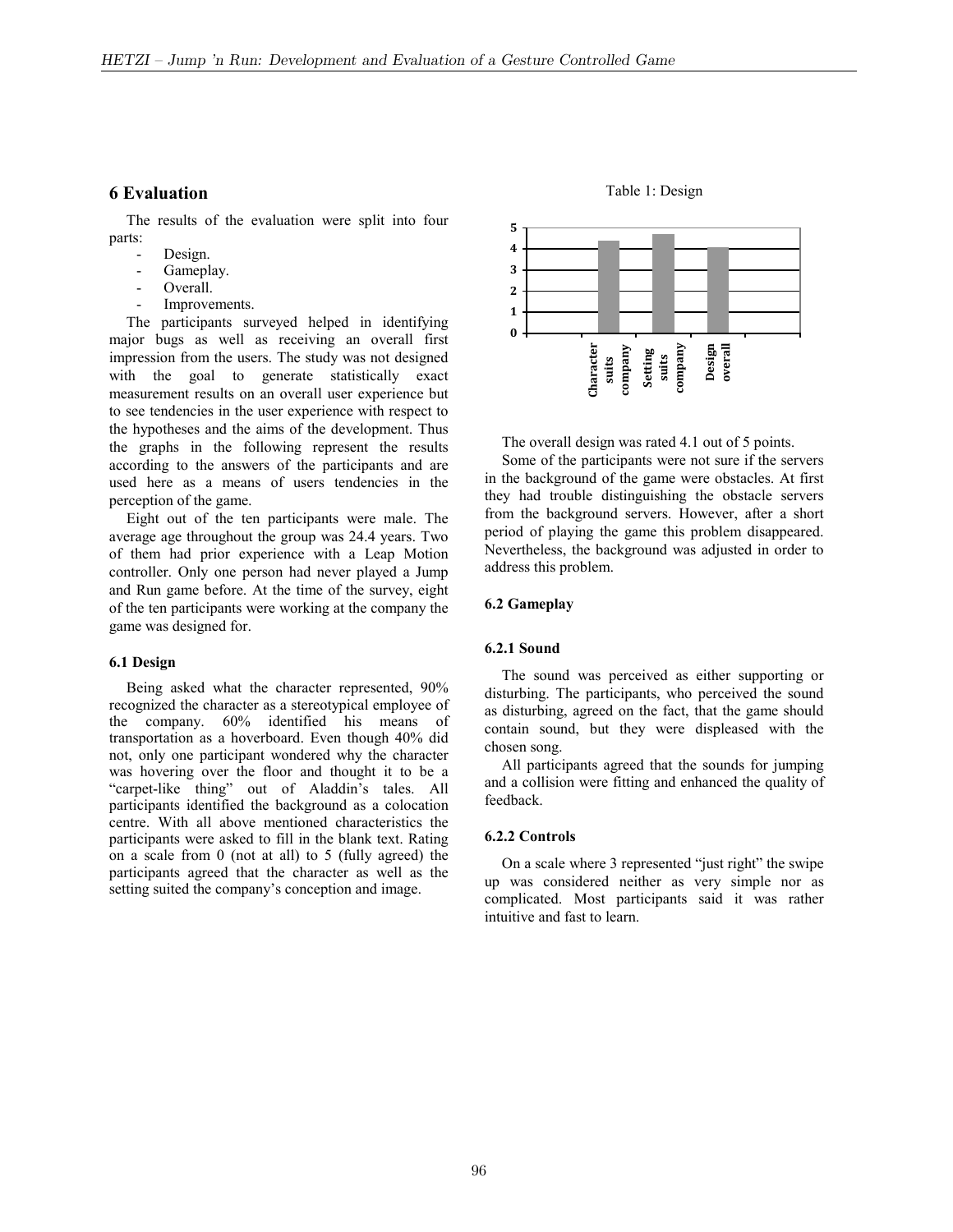## 6 Evaluation

The results of the evaluation were split into four parts:

- Design.
- Gameplay.
- Overall.
- Improvements.

The participants surveyed helped in identifying major bugs as well as receiving an overall first impression from the users. The study was not designed with the goal to generate statistically exact measurement results on an overall user experience but to see tendencies in the user experience with respect to the hypotheses and the aims of the development. Thus the graphs in the following represent the results according to the answers of the participants and are used here as a means of users tendencies in the perception of the game.

Eight out of the ten participants were male. The average age throughout the group was 24.4 years. Two of them had prior experience with a Leap Motion controller. Only one person had never played a Jump and Run game before. At the time of the survey, eight of the ten participants were working at the company the game was designed for.

### 6.1 Design

Being asked what the character represented, 90% recognized the character as a stereotypical employee of the company. 60% identified his means of transportation as a hoverboard. Even though 40% did not, only one participant wondered why the character was hovering over the floor and thought it to be a "carpet-like thing" out of Aladdin's tales. All participants identified the background as a colocation centre. With all above mentioned characteristics the participants were asked to fill in the blank text. Rating on a scale from 0 (not at all) to 5 (fully agreed) the participants agreed that the character as well as the setting suited the company's conception and image.

Table 1: Design

| Character suits company | Setting suits company | Design overall |
|---|---|---|
| ~4.4 | ~4.7 | ~4.1 |

The overall design was rated 4.1 out of 5 points.

Some of the participants were not sure if the servers in the background of the game were obstacles. At first they had trouble distinguishing the obstacle servers from the background servers. However, after a short period of playing the game this problem disappeared. Nevertheless, the background was adjusted in order to address this problem.

### 6.2 Gameplay

#### 6.2.1 Sound

The sound was perceived as either supporting or disturbing. The participants, who perceived the sound as disturbing, agreed on the fact, that the game should contain sound, but they were displeased with the chosen song.

All participants agreed that the sounds for jumping and a collision were fitting and enhanced the quality of feedback.

#### 6.2.2 Controls

On a scale where 3 represented "just right" the swipe up was considered neither as very simple nor as complicated. Most participants said it was rather intuitive and fast to learn.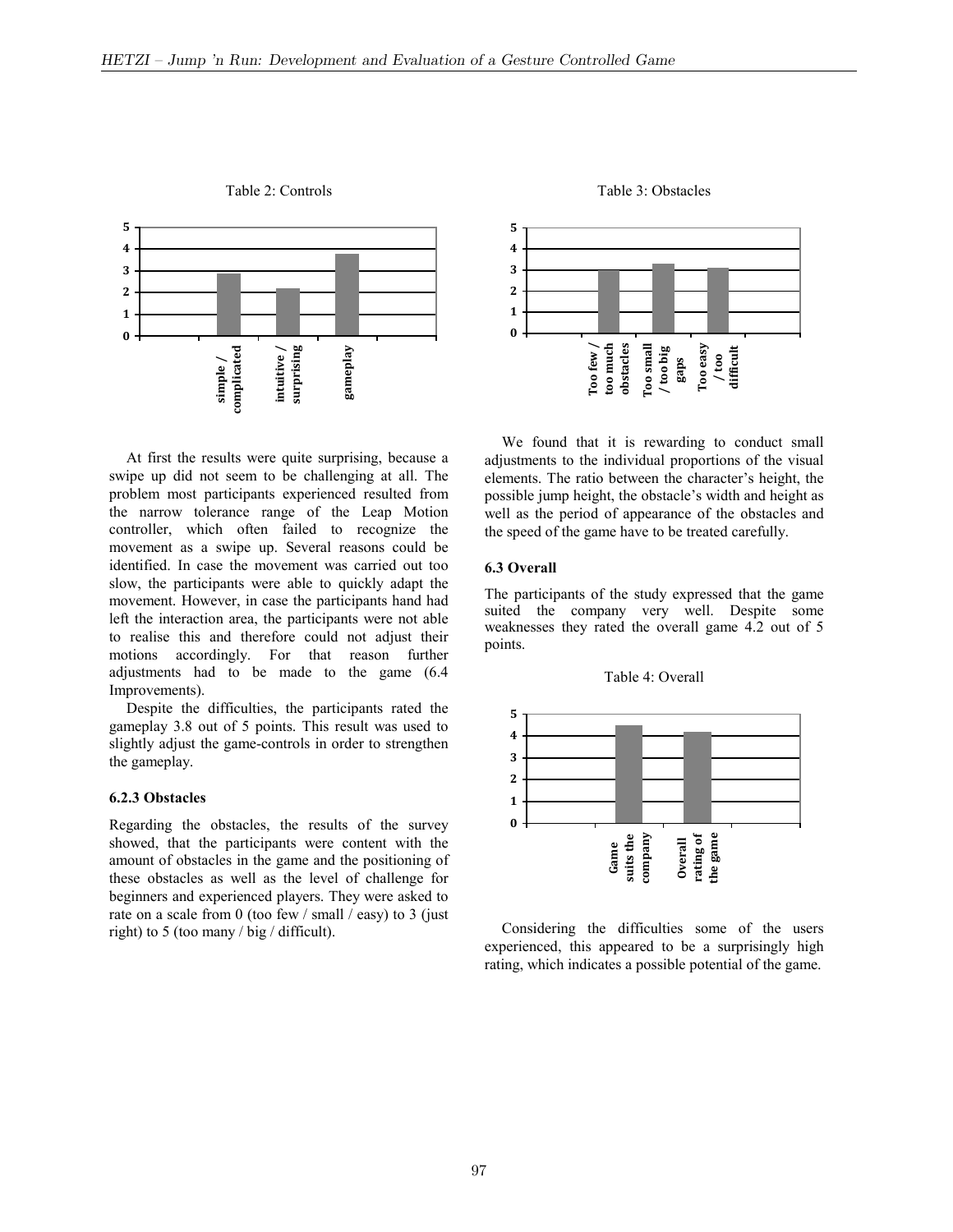Table 2: Controls

Table 3: Obstacles

At first the results were quite surprising, because a swipe up did not seem to be challenging at all. The problem most participants experienced resulted from the narrow tolerance range of the Leap Motion controller, which often failed to recognize the movement as a swipe up. Several reasons could be identified. In case the movement was carried out too slow, the participants were able to quickly adapt the movement. However, in case the participants hand had left the interaction area, the participants were not able to realise this and therefore could not adjust their motions accordingly. For that reason further adjustments had to be made to the game (6.4 Improvements).

Despite the difficulties, the participants rated the gameplay 3.8 out of 5 points. This result was used to slightly adjust the game-controls in order to strengthen the gameplay.

### 6.2.3 Obstacles

Regarding the obstacles, the results of the survey showed, that the participants were content with the amount of obstacles in the game and the positioning of these obstacles as well as the level of challenge for beginners and experienced players. They were asked to rate on a scale from 0 (too few / small / easy) to 3 (just right) to 5 (too many / big / difficult).

We found that it is rewarding to conduct small adjustments to the individual proportions of the visual elements. The ratio between the character's height, the possible jump height, the obstacle's width and height as well as the period of appearance of the obstacles and the speed of the game have to be treated carefully.

### 6.3 Overall

The participants of the study expressed that the game suited the company very well. Despite some weaknesses they rated the overall game 4.2 out of 5 points.

Table 4: Overall

Considering the difficulties some of the users experienced, this appeared to be a surprisingly high rating, which indicates a possible potential of the game.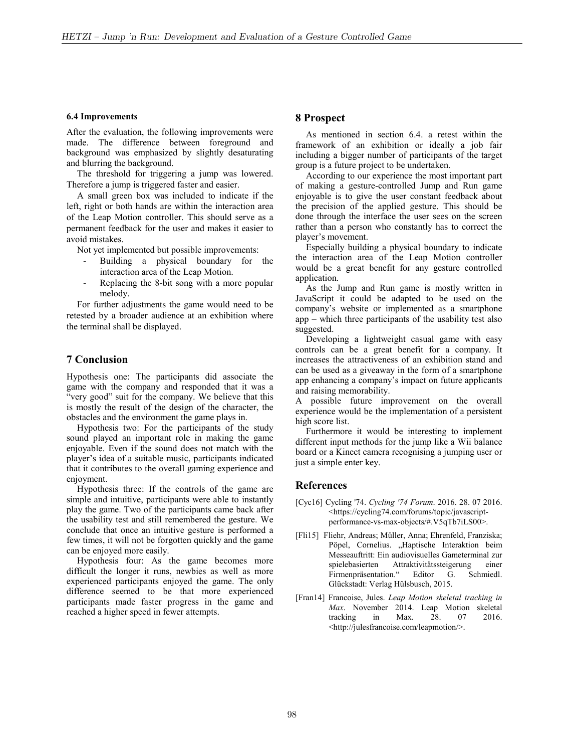### 6.4 Improvements

After the evaluation, the following improvements were made. The difference between foreground and background was emphasized by slightly desaturating and blurring the background.

The threshold for triggering a jump was lowered. Therefore a jump is triggered faster and easier.

A small green box was included to indicate if the left, right or both hands are within the interaction area of the Leap Motion controller. This should serve as a permanent feedback for the user and makes it easier to avoid mistakes.

Not yet implemented but possible improvements:

- Building a physical boundary for the interaction area of the Leap Motion.
- Replacing the 8-bit song with a more popular melody.

For further adjustments the game would need to be retested by a broader audience at an exhibition where the terminal shall be displayed.

## 7 Conclusion

Hypothesis one: The participants did associate the game with the company and responded that it was a "very good" suit for the company. We believe that this is mostly the result of the design of the character, the obstacles and the environment the game plays in.

Hypothesis two: For the participants of the study sound played an important role in making the game enjoyable. Even if the sound does not match with the player's idea of a suitable music, participants indicated that it contributes to the overall gaming experience and enjoyment.

Hypothesis three: If the controls of the game are simple and intuitive, participants were able to instantly play the game. Two of the participants came back after the usability test and still remembered the gesture. We conclude that once an intuitive gesture is performed a few times, it will not be forgotten quickly and the game can be enjoyed more easily.

Hypothesis four: As the game becomes more difficult the longer it runs, newbies as well as more experienced participants enjoyed the game. The only difference seemed to be that more experienced participants made faster progress in the game and reached a higher speed in fewer attempts.

## 8 Prospect

As mentioned in section 6.4. a retest within the framework of an exhibition or ideally a job fair including a bigger number of participants of the target group is a future project to be undertaken.

According to our experience the most important part of making a gesture-controlled Jump and Run game enjoyable is to give the user constant feedback about the precision of the applied gesture. This should be done through the interface the user sees on the screen rather than a person who constantly has to correct the player's movement.

Especially building a physical boundary to indicate the interaction area of the Leap Motion controller would be a great benefit for any gesture controlled application.

As the Jump and Run game is mostly written in JavaScript it could be adapted to be used on the company's website or implemented as a smartphone app – which three participants of the usability test also suggested.

Developing a lightweight casual game with easy controls can be a great benefit for a company. It increases the attractiveness of an exhibition stand and can be used as a giveaway in the form of a smartphone app enhancing a company's impact on future applicants and raising memorability.

A possible future improvement on the overall experience would be the implementation of a persistent high score list.

Furthermore it would be interesting to implement different input methods for the jump like a Wii balance board or a Kinect camera recognising a jumping user or just a simple enter key.

## References

[Cyc16] Cycling '74. *Cycling '74 Forum*. 2016. 28. 07 2016. <https://cycling74.com/forums/topic/javascript-performance-vs-max-objects/#.V5qTb7iLS00>.

[Fli15] Fliehr, Andreas; Müller, Anna; Ehrenfeld, Franziska; Pöpel, Cornelius. „Haptische Interaktion beim Messeauftritt: Ein audiovisuelles Gameterminal zur spielebasierten Attraktivitätssteigerung einer Firmenpräsentation." Editor G. Schmiedl. Glückstadt: Verlag Hülsbusch, 2015.

[Fran14] Francoise, Jules. *Leap Motion skeletal tracking in Max*. November 2014. Leap Motion skeletal tracking in Max. 28. 07 2016. <http://julesfrancoise.com/leapmotion/>.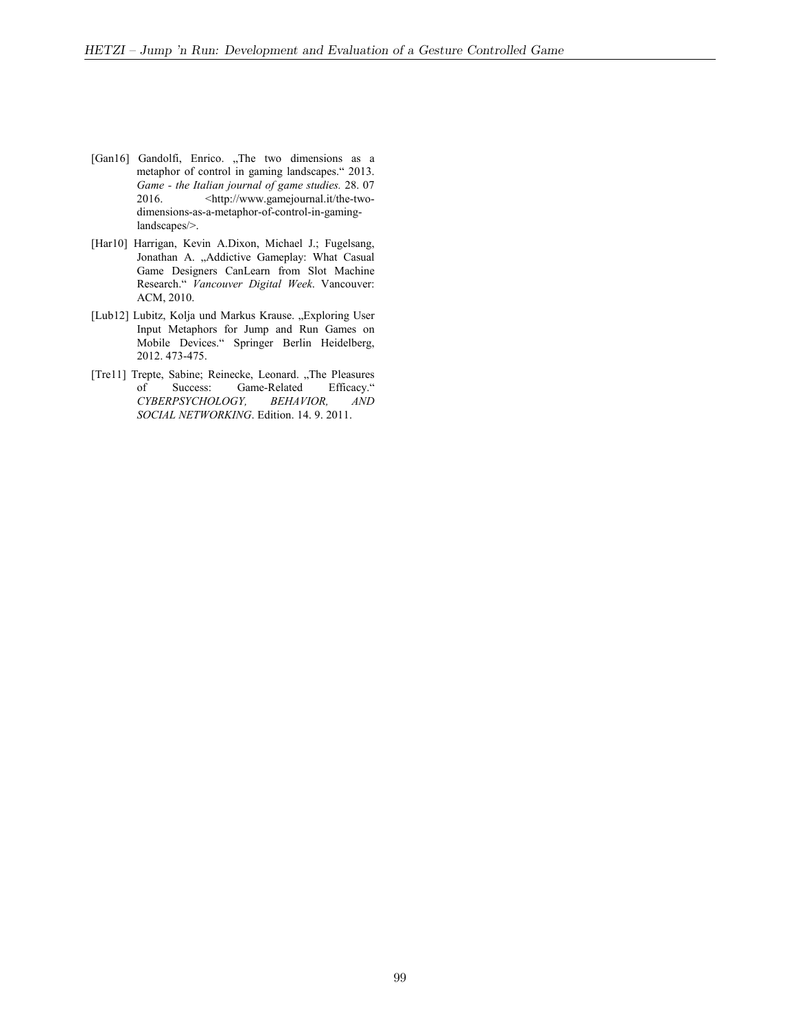[Gan16] Gandolfi, Enrico. „The two dimensions as a metaphor of control in gaming landscapes." 2013. *Game - the Italian journal of game studies.* 28. 07 2016. <http://www.gamejournal.it/the-two-dimensions-as-a-metaphor-of-control-in-gaming-landscapes/>.

[Har10] Harrigan, Kevin A.Dixon, Michael J.; Fugelsang, Jonathan A. „Addictive Gameplay: What Casual Game Designers CanLearn from Slot Machine Research." *Vancouver Digital Week*. Vancouver: ACM, 2010.

[Lub12] Lubitz, Kolja und Markus Krause. „Exploring User Input Metaphors for Jump and Run Games on Mobile Devices." Springer Berlin Heidelberg, 2012. 473-475.

[Tre11] Trepte, Sabine; Reinecke, Leonard. „The Pleasures of Success: Game-Related Efficacy." *CYBERPSYCHOLOGY, BEHAVIOR, AND SOCIAL NETWORKING*. Edition. 14. 9. 2011.